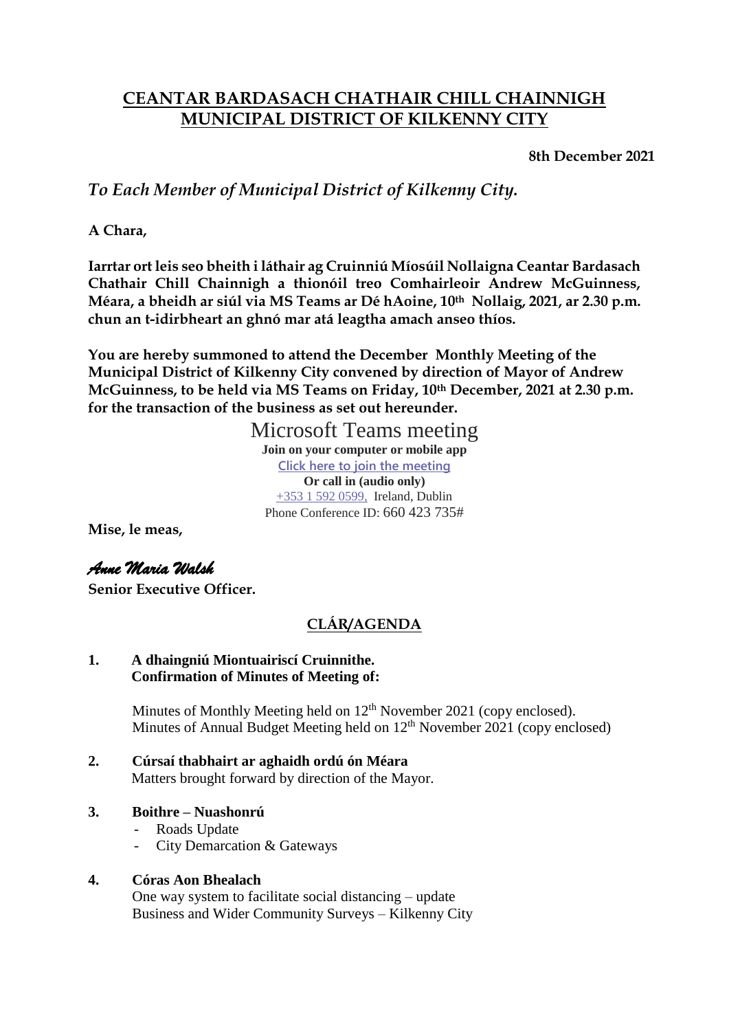# CEANTAR BARDASACH CHATHAIR CHILL CHAINNIGH
# MUNICIPAL DISTRICT OF KILKENNY CITY

**8th December 2021**

*To Each Member of Municipal District of Kilkenny City.*

**A Chara,**

**Iarrtar ort leis seo bheith i láthair ag Cruinniú Míosúil Nollaigna Ceantar Bardasach Chathair Chill Chainnigh a thionóil treo Comhairleoir Andrew McGuinness, Méara, a bheidh ar siúl via MS Teams ar Dé hAoine, 10th Nollaig, 2021, ar 2.30 p.m. chun an t-idirbheart an ghnó mar atá leagtha amach anseo thíos.**

**You are hereby summoned to attend the December Monthly Meeting of the Municipal District of Kilkenny City convened by direction of Mayor of Andrew McGuinness, to be held via MS Teams on Friday, 10th December, 2021 at 2.30 p.m. for the transaction of the business as set out hereunder.**

Microsoft Teams meeting
**Join on your computer or mobile app**
**Click here to join the meeting**
**Or call in (audio only)**
+353 1 592 0599, Ireland, Dublin
Phone Conference ID: 660 423 735#

**Mise, le meas,**

*Anne Maria Walsh*
**Senior Executive Officer.**

## CLÁR/AGENDA

**1. A dhaingniú Miontuairiscí Cruinnithe.**
**Confirmation of Minutes of Meeting of:**

Minutes of Monthly Meeting held on 12th November 2021 (copy enclosed).
Minutes of Annual Budget Meeting held on 12th November 2021 (copy enclosed)

**2. Cúrsaí thabhairt ar aghaidh ordú ón Méara**
Matters brought forward by direction of the Mayor.

**3. Boithre – Nuashonrú**
- Roads Update
- City Demarcation & Gateways

**4. Córas Aon Bhealach**
One way system to facilitate social distancing – update
Business and Wider Community Surveys – Kilkenny City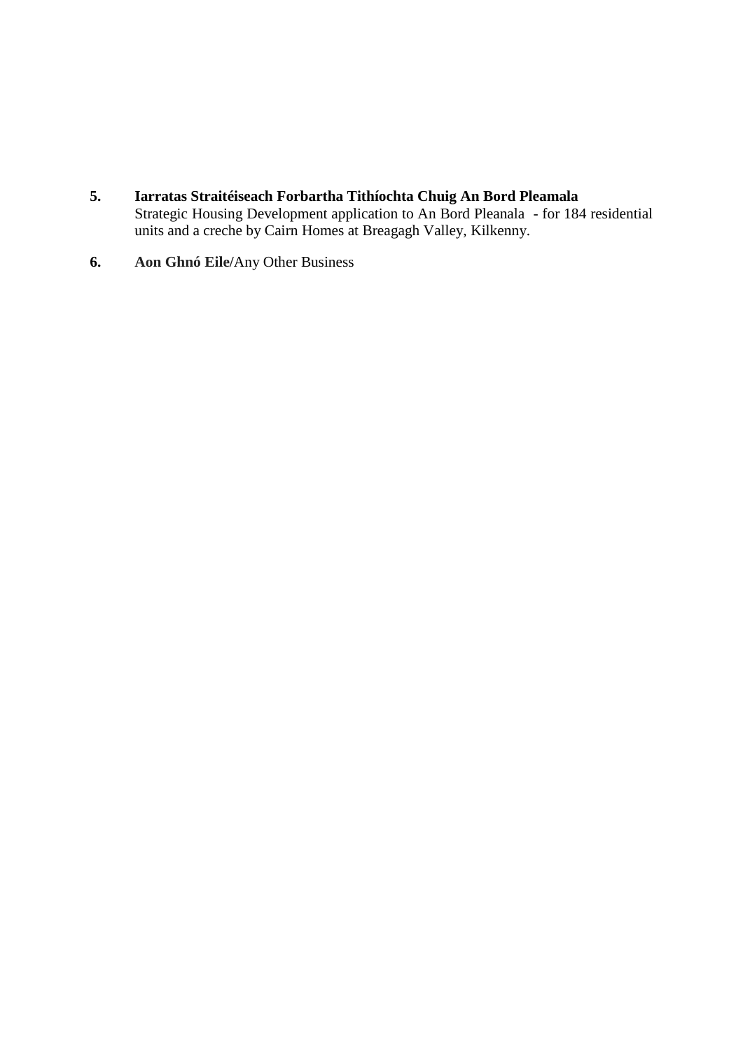5. **Iarratas Straitéiseach Forbartha Tithíochta Chuig An Bord Pleamala**
   Strategic Housing Development application to An Bord Pleanala - for 184 residential units and a creche by Cairn Homes at Breagagh Valley, Kilkenny.

6. **Aon Ghnó Eile**/Any Other Business